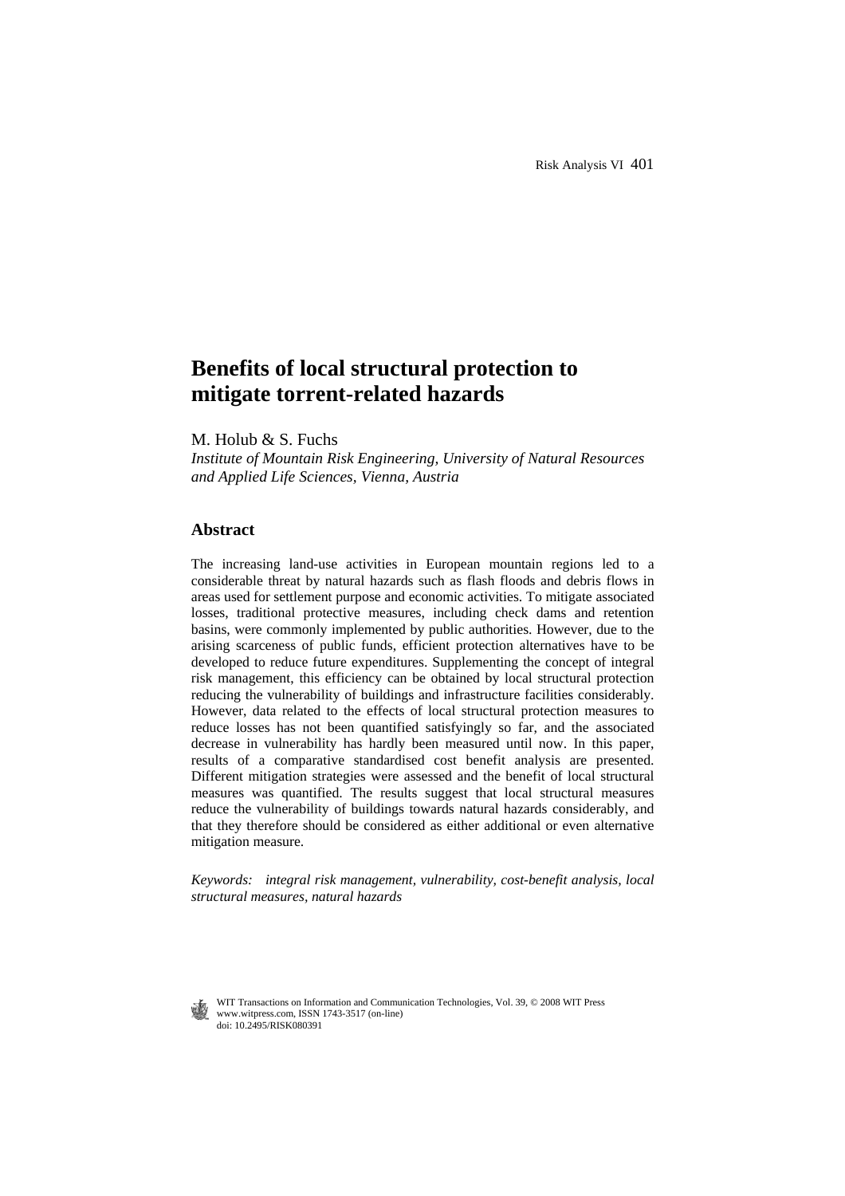# Benefits of local structural protection to mitigate torrent-related hazards

M. Holub & S. Fuchs

*Institute of Mountain Risk Engineering, University of Natural Resources and Applied Life Sciences, Vienna, Austria*

## Abstract

The increasing land-use activities in European mountain regions led to a considerable threat by natural hazards such as flash floods and debris flows in areas used for settlement purpose and economic activities. To mitigate associated losses, traditional protective measures, including check dams and retention basins, were commonly implemented by public authorities. However, due to the arising scarceness of public funds, efficient protection alternatives have to be developed to reduce future expenditures. Supplementing the concept of integral risk management, this efficiency can be obtained by local structural protection reducing the vulnerability of buildings and infrastructure facilities considerably. However, data related to the effects of local structural protection measures to reduce losses has not been quantified satisfyingly so far, and the associated decrease in vulnerability has hardly been measured until now. In this paper, results of a comparative standardised cost benefit analysis are presented. Different mitigation strategies were assessed and the benefit of local structural measures was quantified. The results suggest that local structural measures reduce the vulnerability of buildings towards natural hazards considerably, and that they therefore should be considered as either additional or even alternative mitigation measure.

*Keywords: integral risk management, vulnerability, cost-benefit analysis, local structural measures, natural hazards*

WIT Transactions on Information and Communication Technologies, Vol. 39, © 2008 WIT Press
www.witpress.com, ISSN 1743-3517 (on-line)
doi: 10.2495/RISK080391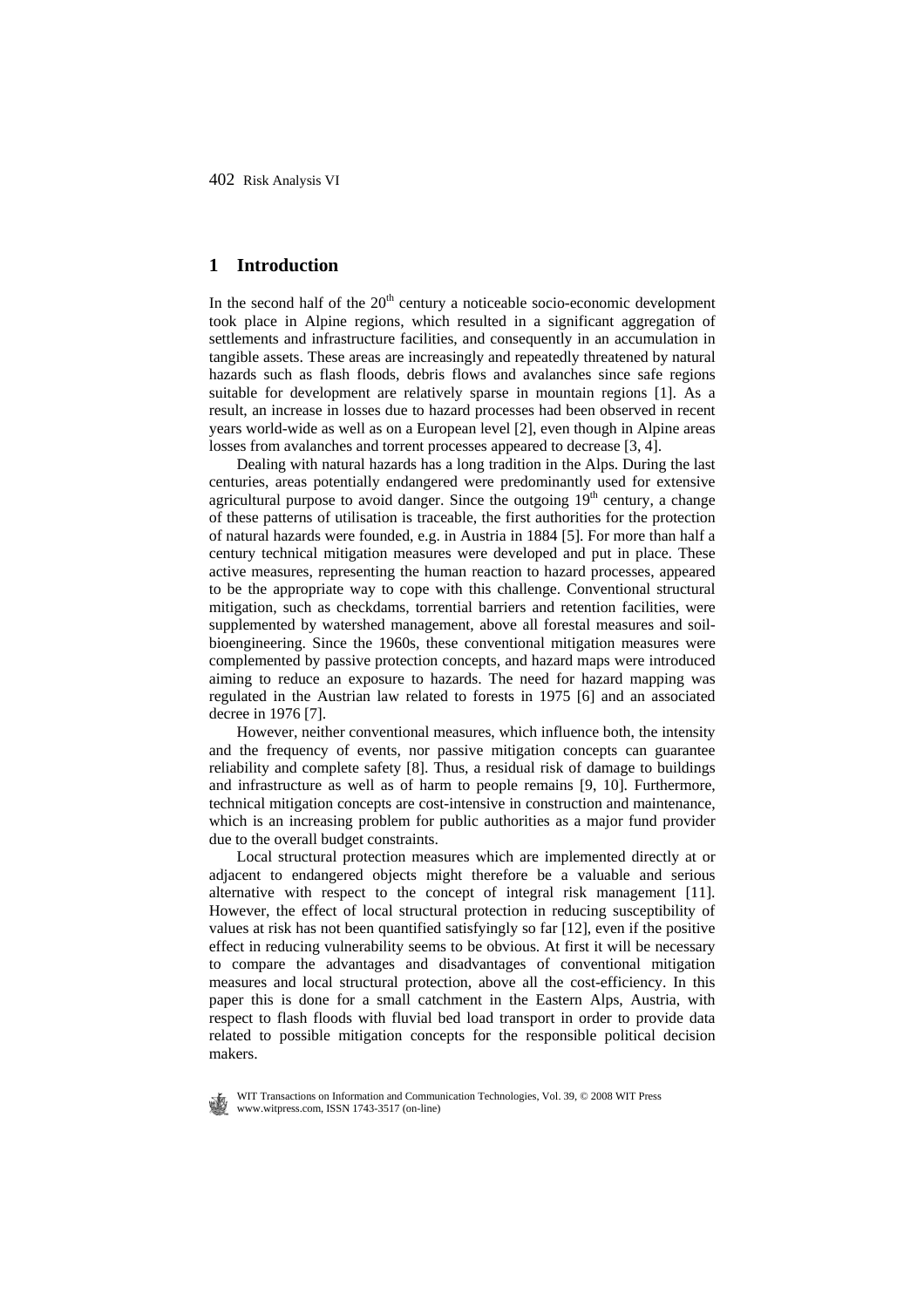## 1 Introduction

In the second half of the 20th century a noticeable socio-economic development took place in Alpine regions, which resulted in a significant aggregation of settlements and infrastructure facilities, and consequently in an accumulation in tangible assets. These areas are increasingly and repeatedly threatened by natural hazards such as flash floods, debris flows and avalanches since safe regions suitable for development are relatively sparse in mountain regions [1]. As a result, an increase in losses due to hazard processes had been observed in recent years world-wide as well as on a European level [2], even though in Alpine areas losses from avalanches and torrent processes appeared to decrease [3, 4].

Dealing with natural hazards has a long tradition in the Alps. During the last centuries, areas potentially endangered were predominantly used for extensive agricultural purpose to avoid danger. Since the outgoing 19th century, a change of these patterns of utilisation is traceable, the first authorities for the protection of natural hazards were founded, e.g. in Austria in 1884 [5]. For more than half a century technical mitigation measures were developed and put in place. These active measures, representing the human reaction to hazard processes, appeared to be the appropriate way to cope with this challenge. Conventional structural mitigation, such as checkdams, torrential barriers and retention facilities, were supplemented by watershed management, above all forestal measures and soil-bioengineering. Since the 1960s, these conventional mitigation measures were complemented by passive protection concepts, and hazard maps were introduced aiming to reduce an exposure to hazards. The need for hazard mapping was regulated in the Austrian law related to forests in 1975 [6] and an associated decree in 1976 [7].

However, neither conventional measures, which influence both, the intensity and the frequency of events, nor passive mitigation concepts can guarantee reliability and complete safety [8]. Thus, a residual risk of damage to buildings and infrastructure as well as of harm to people remains [9, 10]. Furthermore, technical mitigation concepts are cost-intensive in construction and maintenance, which is an increasing problem for public authorities as a major fund provider due to the overall budget constraints.

Local structural protection measures which are implemented directly at or adjacent to endangered objects might therefore be a valuable and serious alternative with respect to the concept of integral risk management [11]. However, the effect of local structural protection in reducing susceptibility of values at risk has not been quantified satisfyingly so far [12], even if the positive effect in reducing vulnerability seems to be obvious. At first it will be necessary to compare the advantages and disadvantages of conventional mitigation measures and local structural protection, above all the cost-efficiency. In this paper this is done for a small catchment in the Eastern Alps, Austria, with respect to flash floods with fluvial bed load transport in order to provide data related to possible mitigation concepts for the responsible political decision makers.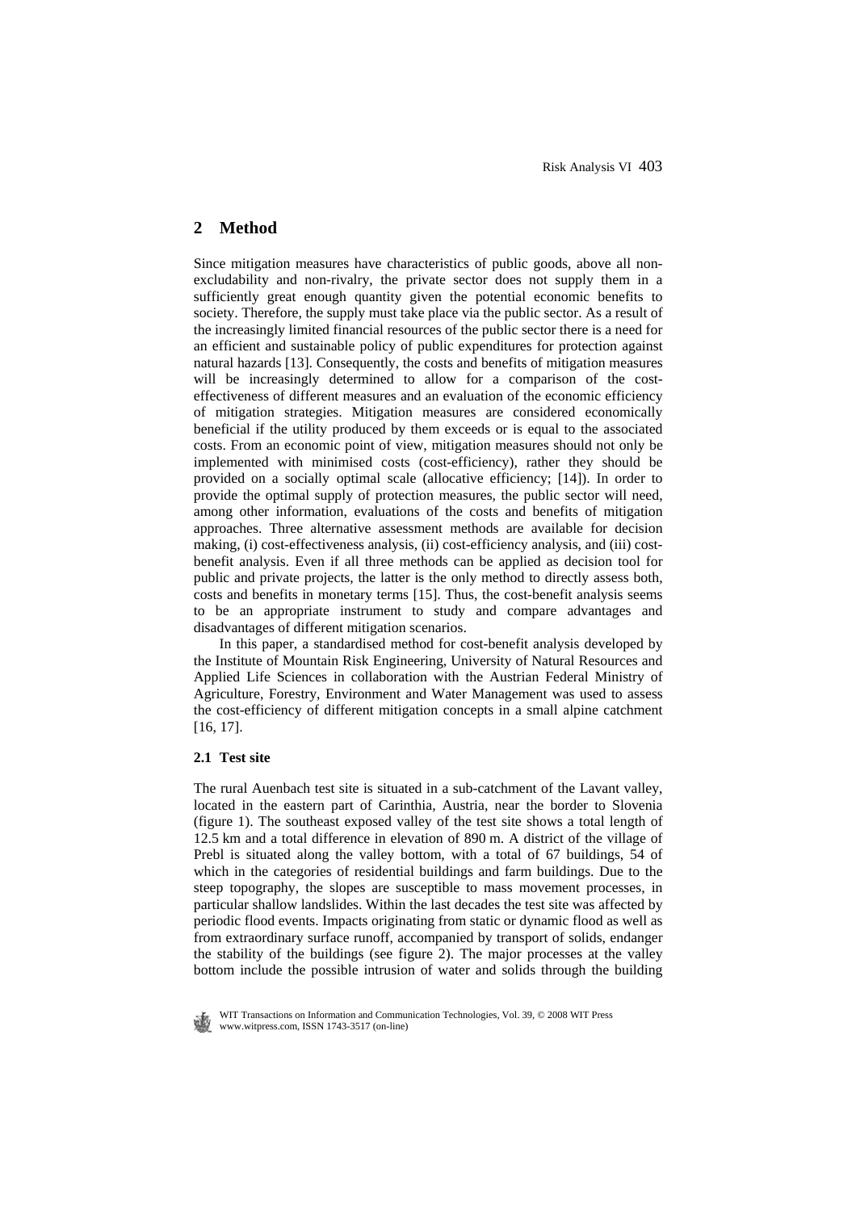## 2 Method

Since mitigation measures have characteristics of public goods, above all non-excludability and non-rivalry, the private sector does not supply them in a sufficiently great enough quantity given the potential economic benefits to society. Therefore, the supply must take place via the public sector. As a result of the increasingly limited financial resources of the public sector there is a need for an efficient and sustainable policy of public expenditures for protection against natural hazards [13]. Consequently, the costs and benefits of mitigation measures will be increasingly determined to allow for a comparison of the cost-effectiveness of different measures and an evaluation of the economic efficiency of mitigation strategies. Mitigation measures are considered economically beneficial if the utility produced by them exceeds or is equal to the associated costs. From an economic point of view, mitigation measures should not only be implemented with minimised costs (cost-efficiency), rather they should be provided on a socially optimal scale (allocative efficiency; [14]). In order to provide the optimal supply of protection measures, the public sector will need, among other information, evaluations of the costs and benefits of mitigation approaches. Three alternative assessment methods are available for decision making, (i) cost-effectiveness analysis, (ii) cost-efficiency analysis, and (iii) cost-benefit analysis. Even if all three methods can be applied as decision tool for public and private projects, the latter is the only method to directly assess both, costs and benefits in monetary terms [15]. Thus, the cost-benefit analysis seems to be an appropriate instrument to study and compare advantages and disadvantages of different mitigation scenarios.

In this paper, a standardised method for cost-benefit analysis developed by the Institute of Mountain Risk Engineering, University of Natural Resources and Applied Life Sciences in collaboration with the Austrian Federal Ministry of Agriculture, Forestry, Environment and Water Management was used to assess the cost-efficiency of different mitigation concepts in a small alpine catchment [16, 17].

### 2.1 Test site

The rural Auenbach test site is situated in a sub-catchment of the Lavant valley, located in the eastern part of Carinthia, Austria, near the border to Slovenia (figure 1). The southeast exposed valley of the test site shows a total length of 12.5 km and a total difference in elevation of 890 m. A district of the village of Prebl is situated along the valley bottom, with a total of 67 buildings, 54 of which in the categories of residential buildings and farm buildings. Due to the steep topography, the slopes are susceptible to mass movement processes, in particular shallow landslides. Within the last decades the test site was affected by periodic flood events. Impacts originating from static or dynamic flood as well as from extraordinary surface runoff, accompanied by transport of solids, endanger the stability of the buildings (see figure 2). The major processes at the valley bottom include the possible intrusion of water and solids through the building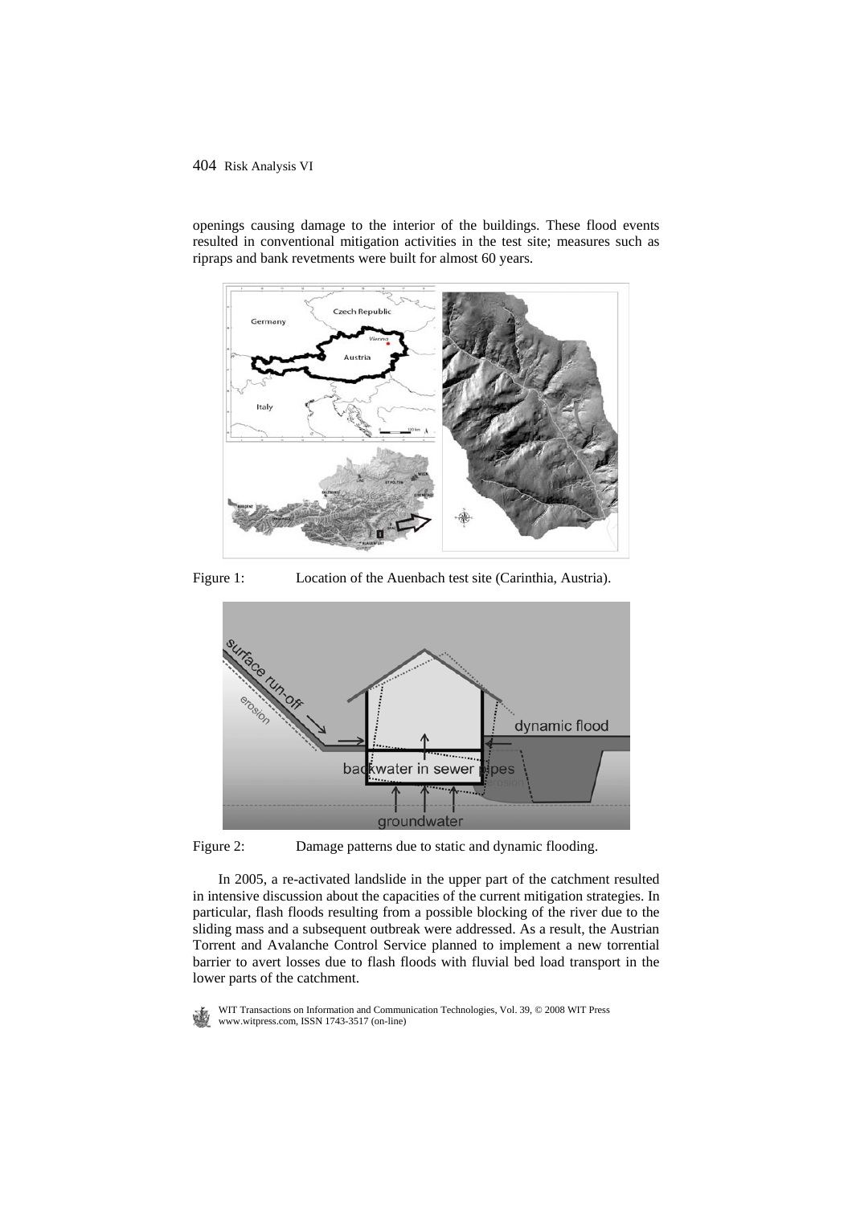openings causing damage to the interior of the buildings. These flood events resulted in conventional mitigation activities in the test site; measures such as ripraps and bank revetments were built for almost 60 years.

Figure 1: Location of the Auenbach test site (Carinthia, Austria).

Figure 2: Damage patterns due to static and dynamic flooding.

In 2005, a re-activated landslide in the upper part of the catchment resulted in intensive discussion about the capacities of the current mitigation strategies. In particular, flash floods resulting from a possible blocking of the river due to the sliding mass and a subsequent outbreak were addressed. As a result, the Austrian Torrent and Avalanche Control Service planned to implement a new torrential barrier to avert losses due to flash floods with fluvial bed load transport in the lower parts of the catchment.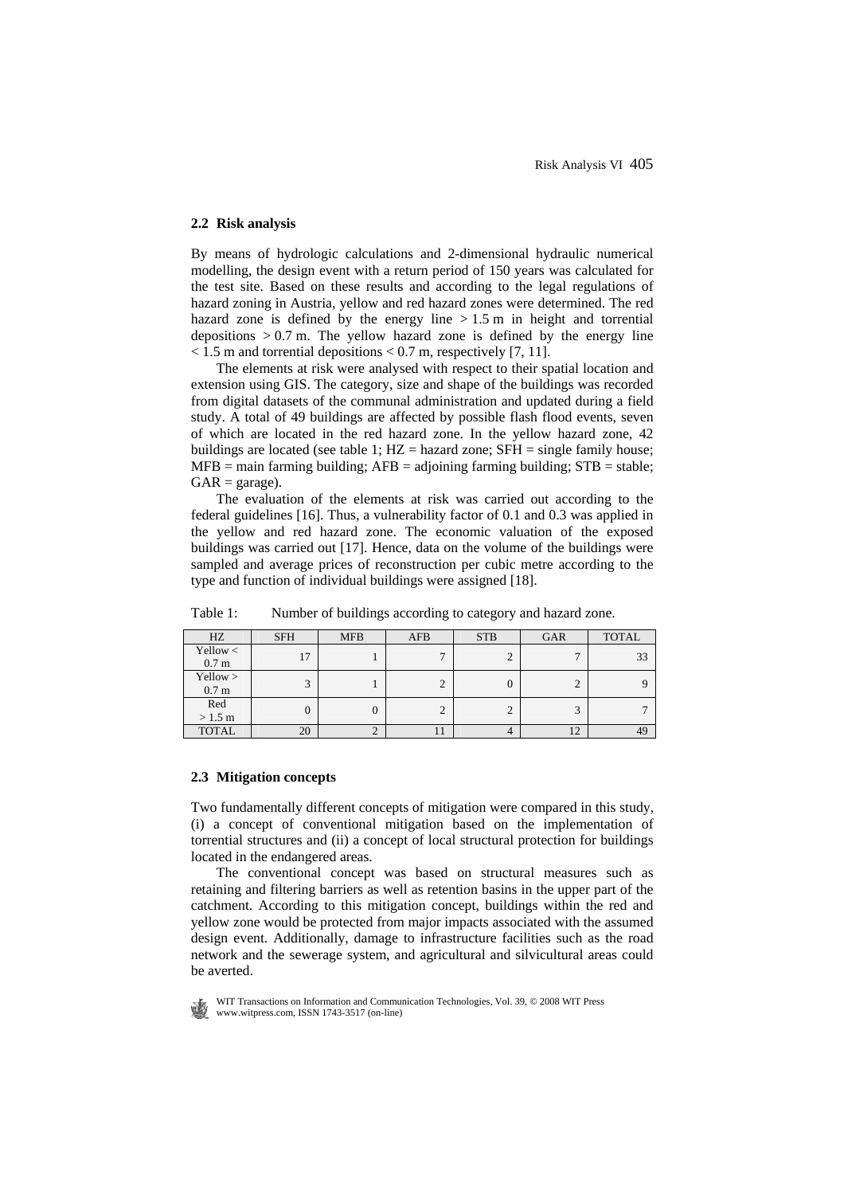### 2.2 Risk analysis

By means of hydrologic calculations and 2-dimensional hydraulic numerical modelling, the design event with a return period of 150 years was calculated for the test site. Based on these results and according to the legal regulations of hazard zoning in Austria, yellow and red hazard zones were determined. The red hazard zone is defined by the energy line > 1.5 m in height and torrential depositions > 0.7 m. The yellow hazard zone is defined by the energy line < 1.5 m and torrential depositions < 0.7 m, respectively [7, 11].

The elements at risk were analysed with respect to their spatial location and extension using GIS. The category, size and shape of the buildings was recorded from digital datasets of the communal administration and updated during a field study. A total of 49 buildings are affected by possible flash flood events, seven of which are located in the red hazard zone. In the yellow hazard zone, 42 buildings are located (see table 1; HZ = hazard zone; SFH = single family house; MFB = main farming building; AFB = adjoining farming building; STB = stable; GAR = garage).

The evaluation of the elements at risk was carried out according to the federal guidelines [16]. Thus, a vulnerability factor of 0.1 and 0.3 was applied in the yellow and red hazard zone. The economic valuation of the exposed buildings was carried out [17]. Hence, data on the volume of the buildings were sampled and average prices of reconstruction per cubic metre according to the type and function of individual buildings were assigned [18].

Table 1: Number of buildings according to category and hazard zone.

| HZ | SFH | MFB | AFB | STB | GAR | TOTAL |
|---|---|---|---|---|---|---|
| Yellow < 0.7 m | 17 | 1 | 7 | 2 | 7 | 33 |
| Yellow > 0.7 m | 3 | 1 | 2 | 0 | 2 | 9 |
| Red > 1.5 m | 0 | 0 | 2 | 2 | 3 | 7 |
| TOTAL | 20 | 2 | 11 | 4 | 12 | 49 |

### 2.3 Mitigation concepts

Two fundamentally different concepts of mitigation were compared in this study, (i) a concept of conventional mitigation based on the implementation of torrential structures and (ii) a concept of local structural protection for buildings located in the endangered areas.

The conventional concept was based on structural measures such as retaining and filtering barriers as well as retention basins in the upper part of the catchment. According to this mitigation concept, buildings within the red and yellow zone would be protected from major impacts associated with the assumed design event. Additionally, damage to infrastructure facilities such as the road network and the sewerage system, and agricultural and silvicultural areas could be averted.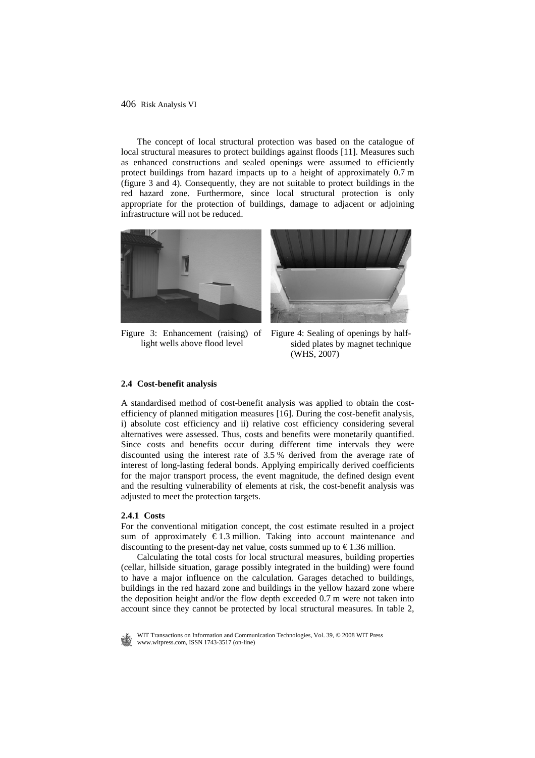The concept of local structural protection was based on the catalogue of local structural measures to protect buildings against floods [11]. Measures such as enhanced constructions and sealed openings were assumed to efficiently protect buildings from hazard impacts up to a height of approximately 0.7 m (figure 3 and 4). Consequently, they are not suitable to protect buildings in the red hazard zone. Furthermore, since local structural protection is only appropriate for the protection of buildings, damage to adjacent or adjoining infrastructure will not be reduced.

Figure 3: Enhancement (raising) of light wells above flood level

Figure 4: Sealing of openings by half-sided plates by magnet technique (WHS, 2007)

### 2.4 Cost-benefit analysis

A standardised method of cost-benefit analysis was applied to obtain the cost-efficiency of planned mitigation measures [16]. During the cost-benefit analysis, i) absolute cost efficiency and ii) relative cost efficiency considering several alternatives were assessed. Thus, costs and benefits were monetarily quantified. Since costs and benefits occur during different time intervals they were discounted using the interest rate of 3.5 % derived from the average rate of interest of long-lasting federal bonds. Applying empirically derived coefficients for the major transport process, the event magnitude, the defined design event and the resulting vulnerability of elements at risk, the cost-benefit analysis was adjusted to meet the protection targets.

#### 2.4.1 Costs

For the conventional mitigation concept, the cost estimate resulted in a project sum of approximately € 1.3 million. Taking into account maintenance and discounting to the present-day net value, costs summed up to € 1.36 million.

Calculating the total costs for local structural measures, building properties (cellar, hillside situation, garage possibly integrated in the building) were found to have a major influence on the calculation. Garages detached to buildings, buildings in the red hazard zone and buildings in the yellow hazard zone where the deposition height and/or the flow depth exceeded 0.7 m were not taken into account since they cannot be protected by local structural measures. In table 2,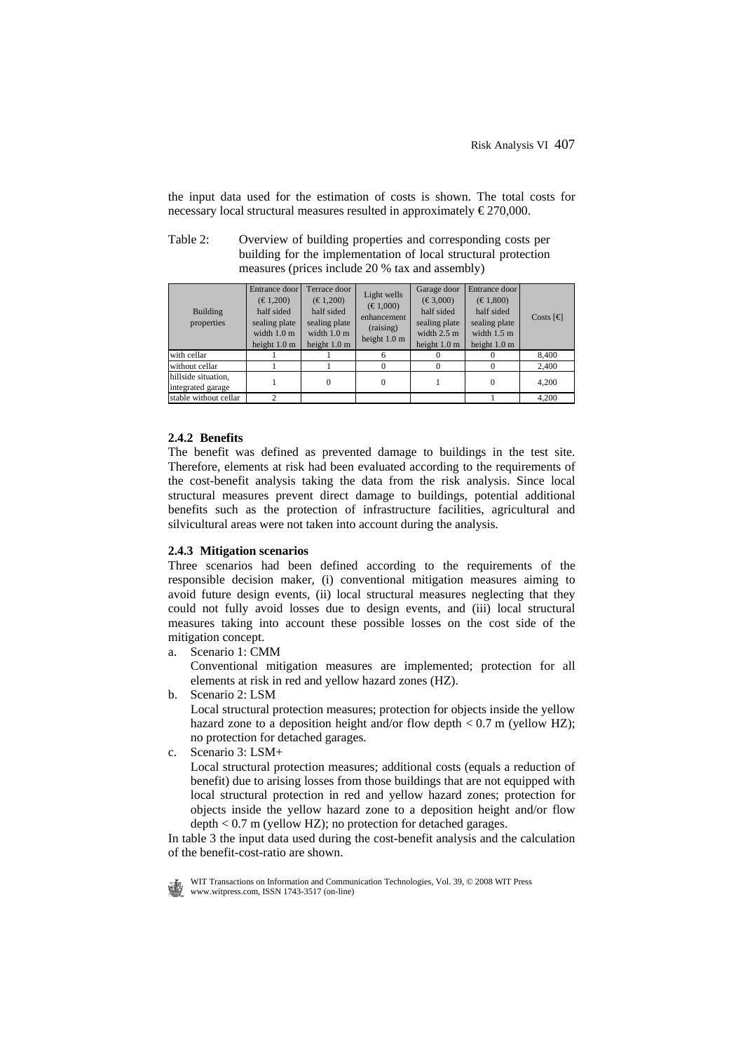the input data used for the estimation of costs is shown. The total costs for necessary local structural measures resulted in approximately € 270,000.

Table 2: Overview of building properties and corresponding costs per building for the implementation of local structural protection measures (prices include 20 % tax and assembly)

| Building properties | Entrance door (€ 1,200) half sided sealing plate width 1.0 m height 1.0 m | Terrace door (€ 1,200) half sided sealing plate width 1.0 m height 1.0 m | Light wells (€ 1,000) enhancement (raising) height 1.0 m | Garage door (€ 3,000) half sided sealing plate width 2.5 m height 1.0 m | Entrance door (€ 1,800) half sided sealing plate width 1.5 m height 1.0 m | Costs [€] |
|---|---|---|---|---|---|---|
| with cellar | 1 | 1 | 6 | 0 | 0 | 8,400 |
| without cellar | 1 | 1 | 0 | 0 | 0 | 2,400 |
| hillside situation, integrated garage | 1 | 0 | 0 | 1 | 0 | 4,200 |
| stable without cellar | 2 | | | | 1 | 4,200 |

### 2.4.2 Benefits

The benefit was defined as prevented damage to buildings in the test site. Therefore, elements at risk had been evaluated according to the requirements of the cost-benefit analysis taking the data from the risk analysis. Since local structural measures prevent direct damage to buildings, potential additional benefits such as the protection of infrastructure facilities, agricultural and silvicultural areas were not taken into account during the analysis.

### 2.4.3 Mitigation scenarios

Three scenarios had been defined according to the requirements of the responsible decision maker, (i) conventional mitigation measures aiming to avoid future design events, (ii) local structural measures neglecting that they could not fully avoid losses due to design events, and (iii) local structural measures taking into account these possible losses on the cost side of the mitigation concept.

a. Scenario 1: CMM
   Conventional mitigation measures are implemented; protection for all elements at risk in red and yellow hazard zones (HZ).
b. Scenario 2: LSM
   Local structural protection measures; protection for objects inside the yellow hazard zone to a deposition height and/or flow depth < 0.7 m (yellow HZ); no protection for detached garages.
c. Scenario 3: LSM+
   Local structural protection measures; additional costs (equals a reduction of benefit) due to arising losses from those buildings that are not equipped with local structural protection in red and yellow hazard zones; protection for objects inside the yellow hazard zone to a deposition height and/or flow depth < 0.7 m (yellow HZ); no protection for detached garages.

In table 3 the input data used during the cost-benefit analysis and the calculation of the benefit-cost-ratio are shown.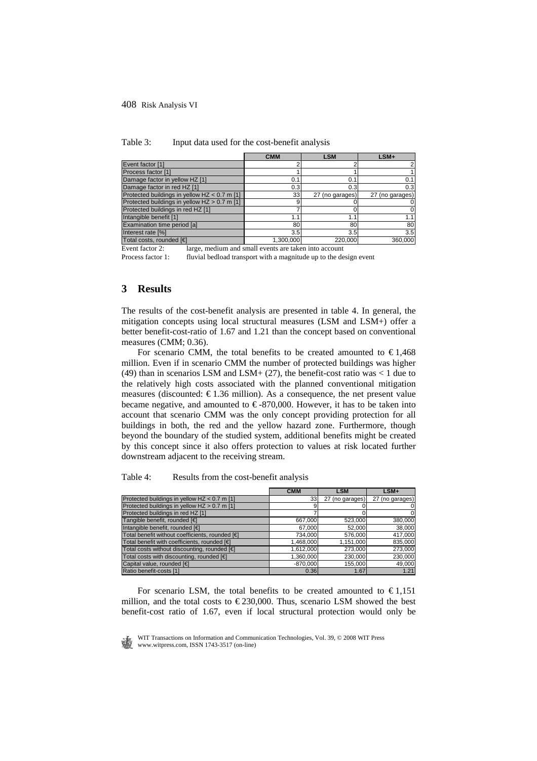Table 3: Input data used for the cost-benefit analysis

| | CMM | LSM | LSM+ |
|---|---|---|---|
| Event factor [1] | 2 | 2 | 2 |
| Process factor [1] | 1 | 1 | 1 |
| Damage factor in yellow HZ [1] | 0.1 | 0.1 | 0.1 |
| Damage factor in red HZ [1] | 0.3 | 0.3 | 0.3 |
| Protected buildings in yellow HZ < 0.7 m [1] | 33 | 27 (no garages) | 27 (no garages) |
| Protected buildings in yellow HZ > 0.7 m [1] | 9 | 0 | 0 |
| Protected buildings in red HZ [1] | 7 | 0 | 0 |
| Intangible benefit [1] | 1.1 | 1.1 | 1.1 |
| Examination time period [a] | 80 | 80 | 80 |
| Interest rate [%] | 3.5 | 3.5 | 3.5 |
| Total costs, rounded [€] | 1,300,000 | 220,000 | 360,000 |

Event factor 2: large, medium and small events are taken into account
Process factor 1: fluvial bedload transport with a magnitude up to the design event

## 3 Results

The results of the cost-benefit analysis are presented in table 4. In general, the mitigation concepts using local structural measures (LSM and LSM+) offer a better benefit-cost-ratio of 1.67 and 1.21 than the concept based on conventional measures (CMM; 0.36).

For scenario CMM, the total benefits to be created amounted to € 1,468 million. Even if in scenario CMM the number of protected buildings was higher (49) than in scenarios LSM and LSM+ (27), the benefit-cost ratio was < 1 due to the relatively high costs associated with the planned conventional mitigation measures (discounted: € 1.36 million). As a consequence, the net present value became negative, and amounted to € -870,000. However, it has to be taken into account that scenario CMM was the only concept providing protection for all buildings in both, the red and the yellow hazard zone. Furthermore, though beyond the boundary of the studied system, additional benefits might be created by this concept since it also offers protection to values at risk located further downstream adjacent to the receiving stream.

Table 4: Results from the cost-benefit analysis

| | CMM | LSM | LSM+ |
|---|---|---|---|
| Protected buildings in yellow HZ < 0.7 m [1] | 33 | 27 (no garages) | 27 (no garages) |
| Protected buildings in yellow HZ > 0.7 m [1] | 9 | 0 | 0 |
| Protected buildings in red HZ [1] | 7 | 0 | 0 |
| Tangible benefit, rounded [€] | 667,000 | 523,000 | 380,000 |
| Intangible benefit, rounded [€] | 67,000 | 52,000 | 38,000 |
| Total benefit without coefficients, rounded [€] | 734,000 | 576,000 | 417,000 |
| Total benefit with coefficients, rounded [€] | 1,468,000 | 1,151,000 | 835,000 |
| Total costs without discounting, rounded [€] | 1,612,000 | 273,000 | 273,000 |
| Total costs with discounting, rounded [€] | 1,360,000 | 230,000 | 230,000 |
| Capital value, rounded [€] | -870,000 | 155,000 | 49,000 |
| Ratio benefit-costs [1] | 0.36 | 1.67 | 1.21 |

For scenario LSM, the total benefits to be created amounted to € 1,151 million, and the total costs to € 230,000. Thus, scenario LSM showed the best benefit-cost ratio of 1.67, even if local structural protection would only be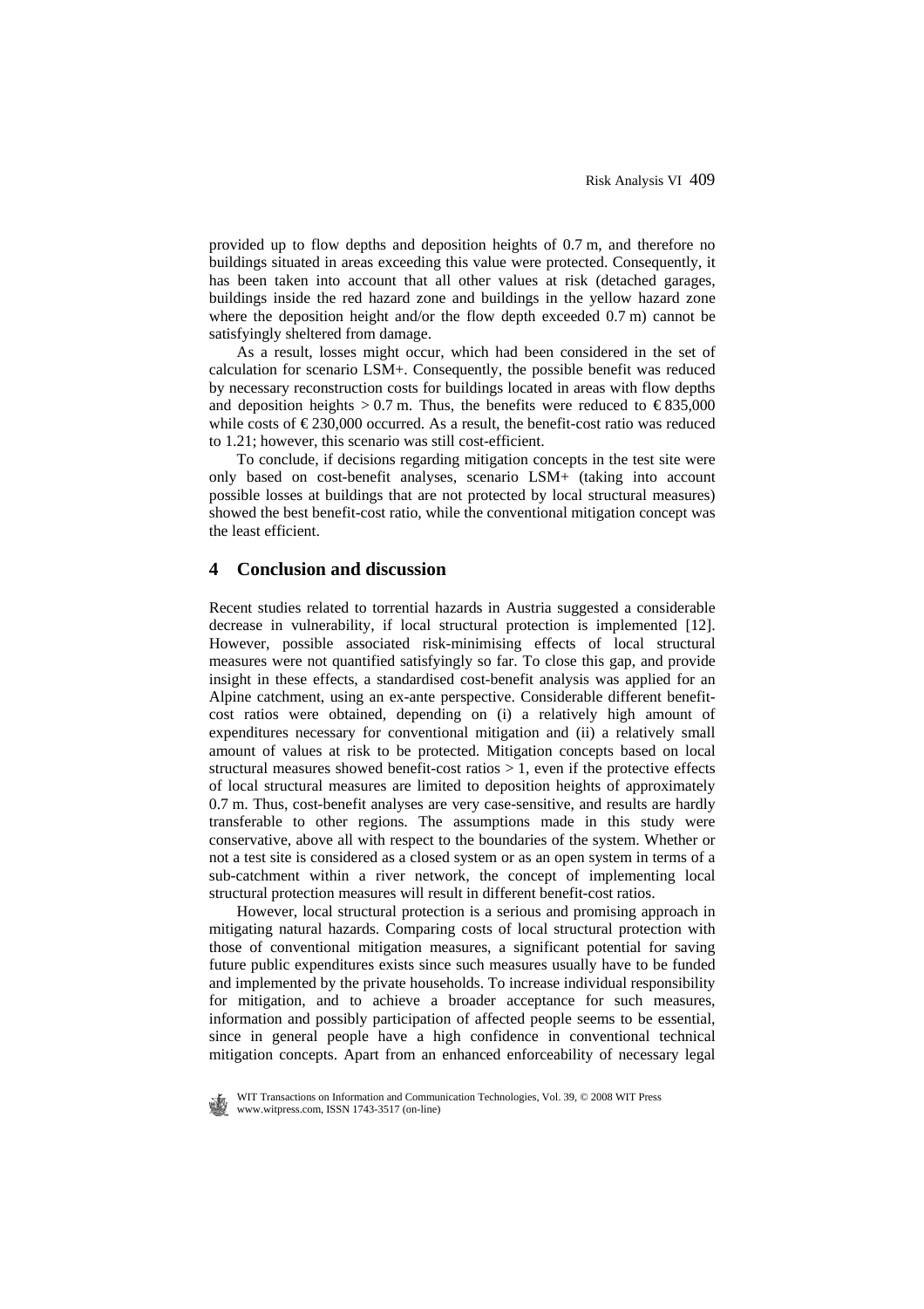provided up to flow depths and deposition heights of 0.7 m, and therefore no buildings situated in areas exceeding this value were protected. Consequently, it has been taken into account that all other values at risk (detached garages, buildings inside the red hazard zone and buildings in the yellow hazard zone where the deposition height and/or the flow depth exceeded 0.7 m) cannot be satisfyingly sheltered from damage.

As a result, losses might occur, which had been considered in the set of calculation for scenario LSM+. Consequently, the possible benefit was reduced by necessary reconstruction costs for buildings located in areas with flow depths and deposition heights > 0.7 m. Thus, the benefits were reduced to € 835,000 while costs of € 230,000 occurred. As a result, the benefit-cost ratio was reduced to 1.21; however, this scenario was still cost-efficient.

To conclude, if decisions regarding mitigation concepts in the test site were only based on cost-benefit analyses, scenario LSM+ (taking into account possible losses at buildings that are not protected by local structural measures) showed the best benefit-cost ratio, while the conventional mitigation concept was the least efficient.

## 4 Conclusion and discussion

Recent studies related to torrential hazards in Austria suggested a considerable decrease in vulnerability, if local structural protection is implemented [12]. However, possible associated risk-minimising effects of local structural measures were not quantified satisfyingly so far. To close this gap, and provide insight in these effects, a standardised cost-benefit analysis was applied for an Alpine catchment, using an ex-ante perspective. Considerable different benefit-cost ratios were obtained, depending on (i) a relatively high amount of expenditures necessary for conventional mitigation and (ii) a relatively small amount of values at risk to be protected. Mitigation concepts based on local structural measures showed benefit-cost ratios > 1, even if the protective effects of local structural measures are limited to deposition heights of approximately 0.7 m. Thus, cost-benefit analyses are very case-sensitive, and results are hardly transferable to other regions. The assumptions made in this study were conservative, above all with respect to the boundaries of the system. Whether or not a test site is considered as a closed system or as an open system in terms of a sub-catchment within a river network, the concept of implementing local structural protection measures will result in different benefit-cost ratios.

However, local structural protection is a serious and promising approach in mitigating natural hazards. Comparing costs of local structural protection with those of conventional mitigation measures, a significant potential for saving future public expenditures exists since such measures usually have to be funded and implemented by the private households. To increase individual responsibility for mitigation, and to achieve a broader acceptance for such measures, information and possibly participation of affected people seems to be essential, since in general people have a high confidence in conventional technical mitigation concepts. Apart from an enhanced enforceability of necessary legal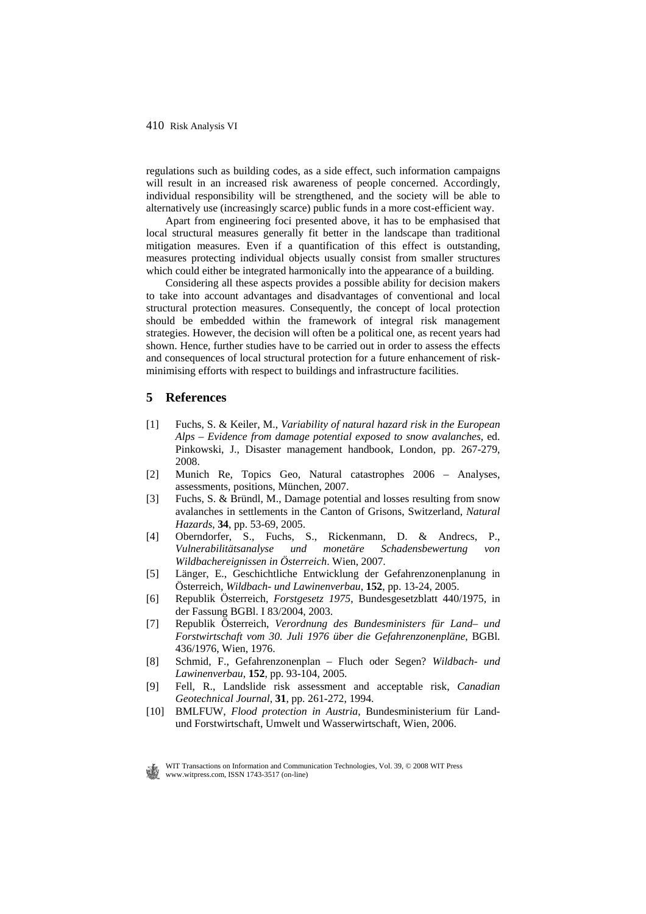regulations such as building codes, as a side effect, such information campaigns will result in an increased risk awareness of people concerned. Accordingly, individual responsibility will be strengthened, and the society will be able to alternatively use (increasingly scarce) public funds in a more cost-efficient way.

Apart from engineering foci presented above, it has to be emphasised that local structural measures generally fit better in the landscape than traditional mitigation measures. Even if a quantification of this effect is outstanding, measures protecting individual objects usually consist from smaller structures which could either be integrated harmonically into the appearance of a building.

Considering all these aspects provides a possible ability for decision makers to take into account advantages and disadvantages of conventional and local structural protection measures. Consequently, the concept of local protection should be embedded within the framework of integral risk management strategies. However, the decision will often be a political one, as recent years had shown. Hence, further studies have to be carried out in order to assess the effects and consequences of local structural protection for a future enhancement of risk-minimising efforts with respect to buildings and infrastructure facilities.

## 5 References

[1] Fuchs, S. & Keiler, M., *Variability of natural hazard risk in the European Alps – Evidence from damage potential exposed to snow avalanches*, ed. Pinkowski, J., Disaster management handbook, London, pp. 267-279, 2008.

[2] Munich Re, Topics Geo, Natural catastrophes 2006 – Analyses, assessments, positions, München, 2007.

[3] Fuchs, S. & Bründl, M., Damage potential and losses resulting from snow avalanches in settlements in the Canton of Grisons, Switzerland, *Natural Hazards*, **34**, pp. 53-69, 2005.

[4] Oberndorfer, S., Fuchs, S., Rickenmann, D. & Andrecs, P., *Vulnerabilitätsanalyse und monetäre Schadensbewertung von Wildbachereignissen in Österreich*. Wien, 2007.

[5] Länger, E., Geschichtliche Entwicklung der Gefahrenzonenplanung in Österreich, *Wildbach- und Lawinenverbau*, **152**, pp. 13-24, 2005.

[6] Republik Österreich, *Forstgesetz 1975*, Bundesgesetzblatt 440/1975, in der Fassung BGBl. I 83/2004, 2003.

[7] Republik Österreich, *Verordnung des Bundesministers für Land– und Forstwirtschaft vom 30. Juli 1976 über die Gefahrenzonenpläne*, BGBl. 436/1976, Wien, 1976.

[8] Schmid, F., Gefahrenzonenplan – Fluch oder Segen? *Wildbach- und Lawinenverbau*, **152**, pp. 93-104, 2005.

[9] Fell, R., Landslide risk assessment and acceptable risk, *Canadian Geotechnical Journal*, **31**, pp. 261-272, 1994.

[10] BMLFUW, *Flood protection in Austria*, Bundesministerium für Land- und Forstwirtschaft, Umwelt und Wasserwirtschaft, Wien, 2006.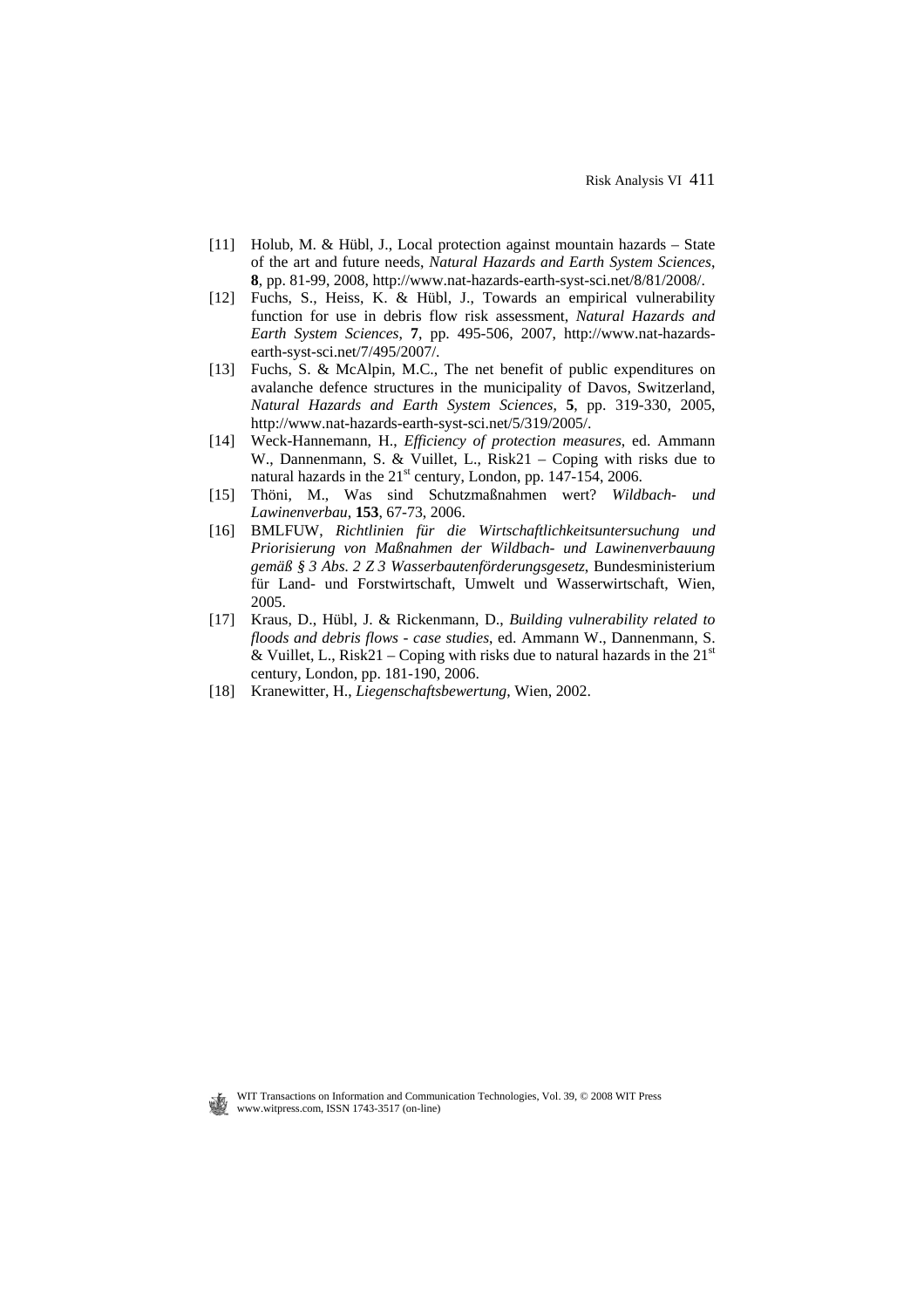[11] Holub, M. & Hübl, J., Local protection against mountain hazards – State of the art and future needs, *Natural Hazards and Earth System Sciences*, **8**, pp. 81-99, 2008, http://www.nat-hazards-earth-syst-sci.net/8/81/2008/.

[12] Fuchs, S., Heiss, K. & Hübl, J., Towards an empirical vulnerability function for use in debris flow risk assessment, *Natural Hazards and Earth System Sciences*, **7**, pp. 495-506, 2007, http://www.nat-hazards-earth-syst-sci.net/7/495/2007/.

[13] Fuchs, S. & McAlpin, M.C., The net benefit of public expenditures on avalanche defence structures in the municipality of Davos, Switzerland, *Natural Hazards and Earth System Sciences*, **5**, pp. 319-330, 2005, http://www.nat-hazards-earth-syst-sci.net/5/319/2005/.

[14] Weck-Hannemann, H., *Efficiency of protection measures*, ed. Ammann W., Dannenmann, S. & Vuillet, L., Risk21 – Coping with risks due to natural hazards in the 21st century, London, pp. 147-154, 2006.

[15] Thöni, M., Was sind Schutzmaßnahmen wert? *Wildbach- und Lawinenverbau*, **153**, 67-73, 2006.

[16] BMLFUW, *Richtlinien für die Wirtschaftlichkeitsuntersuchung und Priorisierung von Maßnahmen der Wildbach- und Lawinenverbauung gemäß § 3 Abs. 2 Z 3 Wasserbautenförderungsgesetz*, Bundesministerium für Land- und Forstwirtschaft, Umwelt und Wasserwirtschaft, Wien, 2005.

[17] Kraus, D., Hübl, J. & Rickenmann, D., *Building vulnerability related to floods and debris flows - case studies*, ed. Ammann W., Dannenmann, S. & Vuillet, L., Risk21 – Coping with risks due to natural hazards in the 21st century, London, pp. 181-190, 2006.

[18] Kranewitter, H., *Liegenschaftsbewertung*, Wien, 2002.